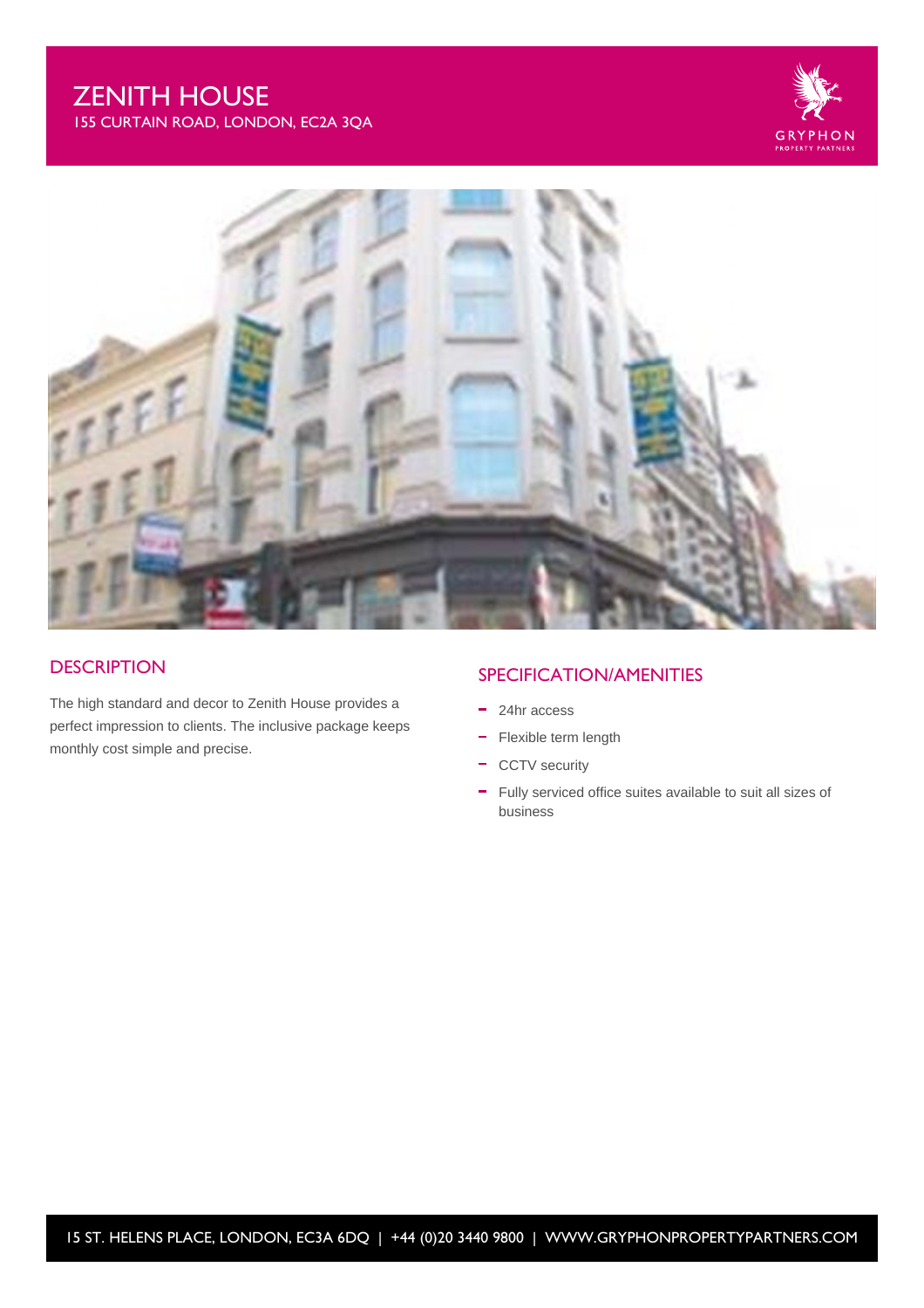# ZENITH HOUSE

155 CURTAIN ROAD, LONDON, EC2A 3QA

GRYPHON
PROPERTY PARTNERS

## DESCRIPTION

The high standard and decor to Zenith House provides a perfect impression to clients. The inclusive package keeps monthly cost simple and precise.

## SPECIFICATION/AMENITIES

- 24hr access
- Flexible term length
- CCTV security
- Fully serviced office suites available to suit all sizes of business

15 ST. HELENS PLACE, LONDON, EC3A 6DQ | +44 (0)20 3440 9800 | WWW.GRYPHONPROPERTYPARTNERS.COM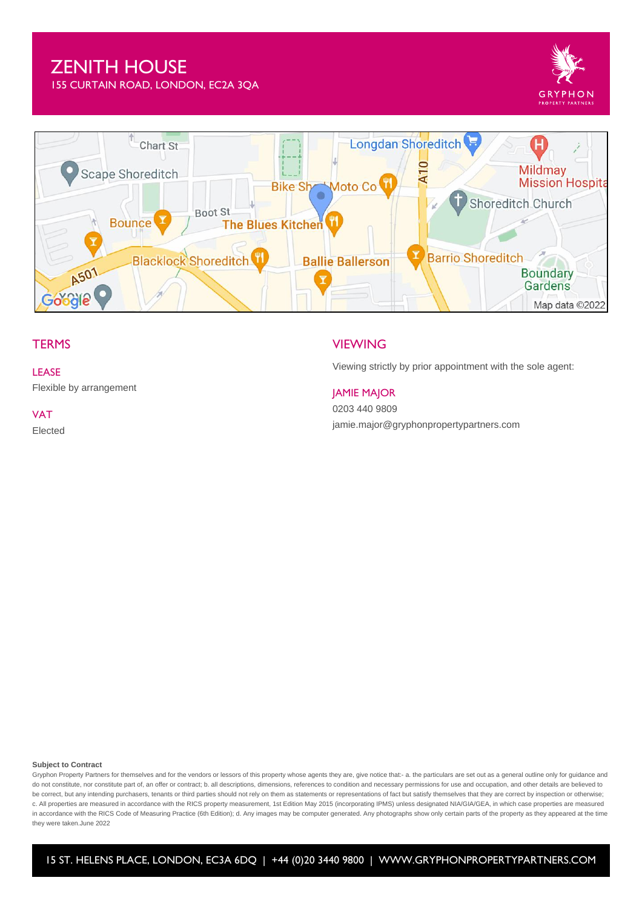# ZENITH HOUSE

155 CURTAIN ROAD, LONDON, EC2A 3QA

GRYPHON
PROPERTY PARTNERS

## TERMS

### LEASE

Flexible by arrangement

### VAT

Elected

## VIEWING

Viewing strictly by prior appointment with the sole agent:

### JAMIE MAJOR

0203 440 9809

jamie.major@gryphonpropertypartners.com

**Subject to Contract**

Gryphon Property Partners for themselves and for the vendors or lessors of this property whose agents they are, give notice that:- a. the particulars are set out as a general outline only for guidance and do not constitute, nor constitute part of, an offer or contract; b. all descriptions, dimensions, references to condition and necessary permissions for use and occupation, and other details are believed to be correct, but any intending purchasers, tenants or third parties should not rely on them as statements or representations of fact but satisfy themselves that they are correct by inspection or otherwise; c. All properties are measured in accordance with the RICS property measurement, 1st Edition May 2015 (incorporating IPMS) unless designated NIA/GIA/GEA, in which case properties are measured in accordance with the RICS Code of Measuring Practice (6th Edition); d. Any images may be computer generated. Any photographs show only certain parts of the property as they appeared at the time they were taken.June 2022

15 ST. HELENS PLACE, LONDON, EC3A 6DQ | +44 (0)20 3440 9800 | WWW.GRYPHONPROPERTYPARTNERS.COM